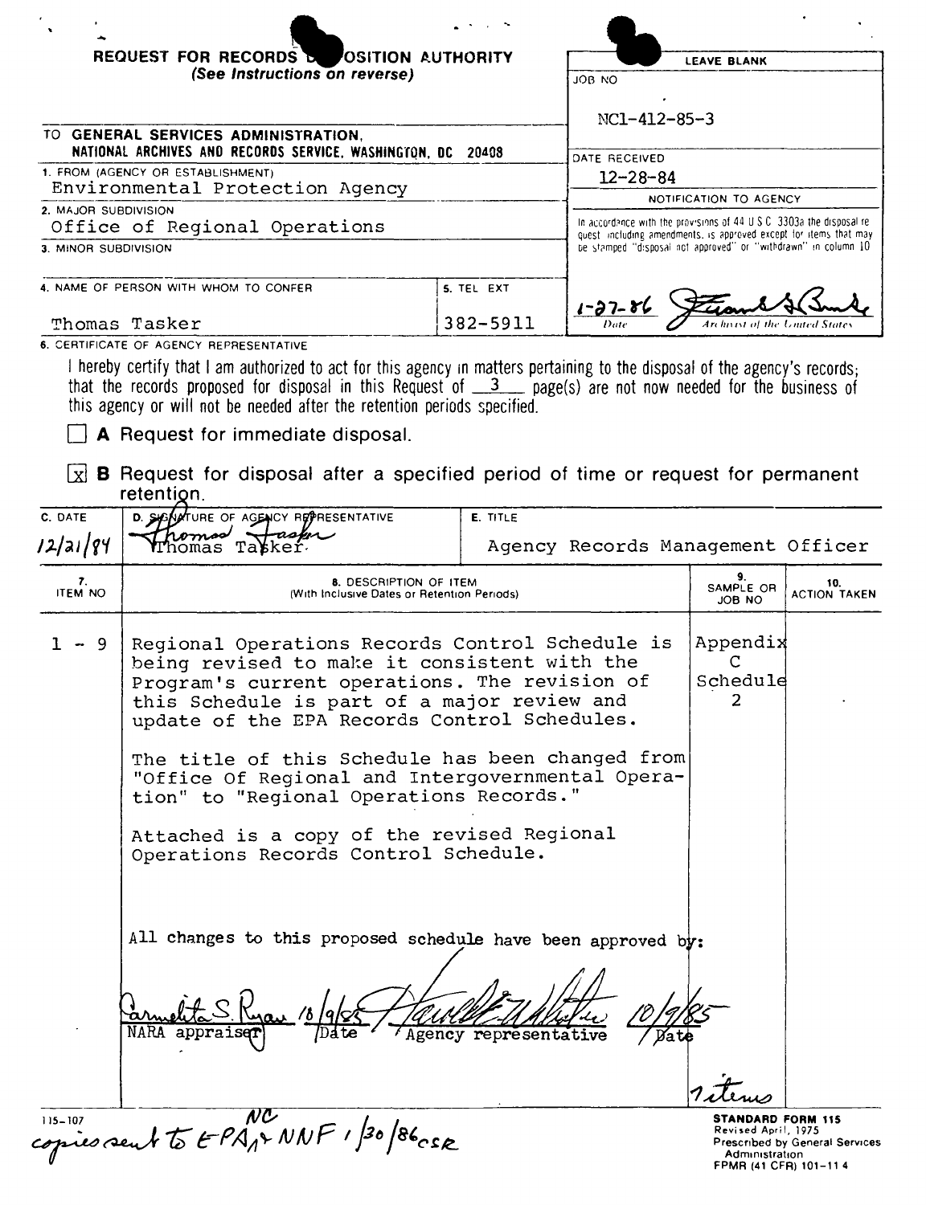# REQUEST FOR RECORDS DISPOSITION AUTHORITY

*(See Instructions on reverse)*

| LEAVE BLANK |
|---|
| JOB NO NC1-412-85-3 |
| DATE RECEIVED 12-28-84 |
| NOTIFICATION TO AGENCY |
| In accordance with the provisions of 44 U.S.C. 3303a the disposal request, including amendments, is approved except for items that may be stamped "disposal not approved" or "withdrawn" in column 10. |
| 1-27-86 (signature) — Date / Archivist of the United States |

TO **GENERAL SERVICES ADMINISTRATION, NATIONAL ARCHIVES AND RECORDS SERVICE, WASHINGTON, DC 20408**

1. FROM (AGENCY OR ESTABLISHMENT)
Environmental Protection Agency

2. MAJOR SUBDIVISION
Office of Regional Operations

3. MINOR SUBDIVISION

4. NAME OF PERSON WITH WHOM TO CONFER
Thomas Tasker

5. TEL EXT
382-5911

6. CERTIFICATE OF AGENCY REPRESENTATIVE

I hereby certify that I am authorized to act for this agency in matters pertaining to the disposal of the agency's records; that the records proposed for disposal in this Request of 3 page(s) are not now needed for the business of this agency or will not be needed after the retention periods specified.

☐ **A** Request for immediate disposal.

☒ **B** Request for disposal after a specified period of time or request for permanent retention.

| C. DATE | D. SIGNATURE OF AGENCY REPRESENTATIVE | E. TITLE |
|---|---|---|
| 12/21/84 | Thomas Tasker (signature) Thomas Tasker | Agency Records Management Officer |

| 7. ITEM NO | 8. DESCRIPTION OF ITEM (With Inclusive Dates or Retention Periods) | 9. SAMPLE OR JOB NO | 10. ACTION TAKEN |
|---|---|---|---|
| 1 - 9 | Regional Operations Records Control Schedule is being revised to make it consistent with the Program's current operations. The revision of this Schedule is part of a major review and update of the EPA Records Control Schedules.<br><br>The title of this Schedule has been changed from "Office Of Regional and Intergovernmental Operation" to "Regional Operations Records."<br><br>Attached is a copy of the revised Regional Operations Records Control Schedule.<br><br>All changes to this proposed schedule have been approved by:<br><br>Carmelita S. Ryan 10/9/85 — NARA appraiser / Date<br>(signature) 10/9/85 — Agency representative / Date | Appendix C Schedule 2<br><br><br><br><br><br><br><br>7 items | |

115-107

copies sent to EPA, NC & NNF 1/30/86 csr

**STANDARD FORM 115**
Revised April, 1975
Prescribed by General Services Administration
FPMR (41 CFR) 101-11.4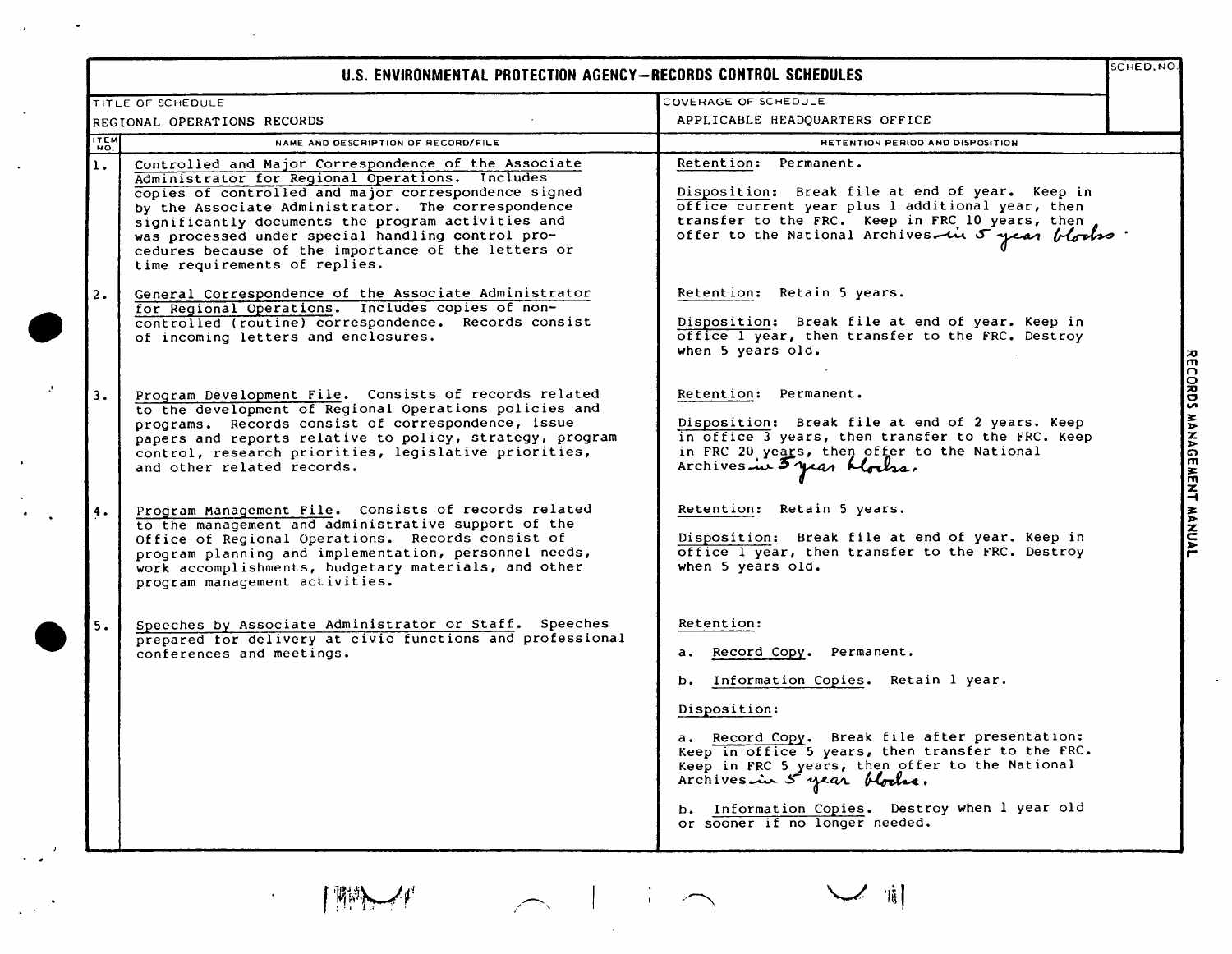# U.S. ENVIRONMENTAL PROTECTION AGENCY—RECORDS CONTROL SCHEDULES

| TITLE OF SCHEDULE | COVERAGE OF SCHEDULE | SCHED. NO. |
|---|---|---|
| REGIONAL OPERATIONS RECORDS | APPLICABLE HEADQUARTERS OFFICE | |

| ITEM NO. | NAME AND DESCRIPTION OF RECORD/FILE | RETENTION PERIOD AND DISPOSITION |
|---|---|---|
| 1. | Controlled and Major Correspondence of the Associate Administrator for Regional Operations. Includes copies of controlled and major correspondence signed by the Associate Administrator. The correspondence significantly documents the program activities and was processed under special handling control procedures because of the importance of the letters or time requirements of replies. | Retention: Permanent.<br><br>Disposition: Break file at end of year. Keep in office current year plus 1 additional year, then transfer to the FRC. Keep in FRC 10 years, then offer to the National Archives in 5 year blocks. |
| 2. | General Correspondence of the Associate Administrator for Regional Operations. Includes copies of non-controlled (routine) correspondence. Records consist of incoming letters and enclosures. | Retention: Retain 5 years.<br><br>Disposition: Break file at end of year. Keep in office 1 year, then transfer to the FRC. Destroy when 5 years old. |
| 3. | Program Development File. Consists of records related to the development of Regional Operations policies and programs. Records consist of correspondence, issue papers and reports relative to policy, strategy, program control, research priorities, legislative priorities, and other related records. | Retention: Permanent.<br><br>Disposition: Break file at end of 2 years. Keep in office 3 years, then transfer to the FRC. Keep in FRC 20 years, then offer to the National Archives in 5 year blocks. |
| 4. | Program Management File. Consists of records related to the management and administrative support of the Office of Regional Operations. Records consist of program planning and implementation, personnel needs, work accomplishments, budgetary materials, and other program management activities. | Retention: Retain 5 years.<br><br>Disposition: Break file at end of year. Keep in office 1 year, then transfer to the FRC. Destroy when 5 years old. |
| 5. | Speeches by Associate Administrator or Staff. Speeches prepared for delivery at civic functions and professional conferences and meetings. | Retention:<br><br>a. Record Copy. Permanent.<br><br>b. Information Copies. Retain 1 year.<br><br>Disposition:<br><br>a. Record Copy. Break file after presentation: Keep in office 5 years, then transfer to the FRC. Keep in FRC 5 years, then offer to the National Archives in 5 year blocks.<br><br>b. Information Copies. Destroy when 1 year old or sooner if no longer needed. |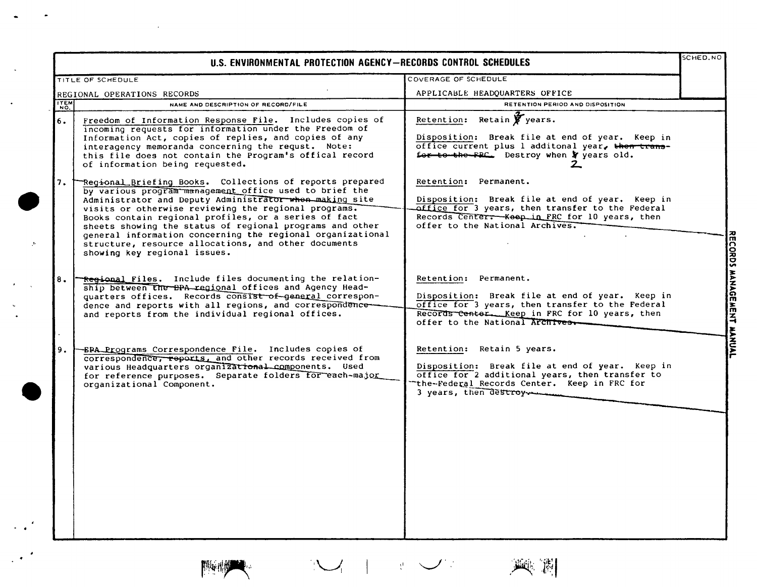# U.S. ENVIRONMENTAL PROTECTION AGENCY—RECORDS CONTROL SCHEDULES

SCHED. NO

| TITLE OF SCHEDULE | COVERAGE OF SCHEDULE |
|---|---|
| REGIONAL OPERATIONS RECORDS | APPLICABLE HEADQUARTERS OFFICE |

| ITEM NO. | NAME AND DESCRIPTION OF RECORD/FILE | RETENTION PERIOD AND DISPOSITION |
|---|---|---|
| 6. | Freedom of Information Response File. Includes copies of incoming requests for information under the Freedom of Information Act, copies of replies, and copies of any interagency memoranda concerning the requst. Note: this file does not contain the Program's offical record of information being requested. | Retention: Retain ~~5~~ 2 years.<br><br>Disposition: Break file at end of year. Keep in office current plus 1 additonal year, ~~then transfer to the FRC.~~ Destroy when ~~5~~ 2 years old. |
| 7. | Regional Briefing Books. Collections of reports prepared by various program management office used to brief the Administrator and Deputy Administrator when making site visits or otherwise reviewing the regional programs. Books contain regional profiles, or a series of fact sheets showing the status of regional programs and other general information concerning the regional organizational structure, resource allocations, and other documents showing key regional issues. | Retention: Permanent.<br><br>Disposition: Break file at end of year. Keep in office for 3 years, then transfer to the Federal Records Center. Keep in FRC for 10 years, then offer to the National Archives. |
| 8. | Regional Files. Include files documenting the relationship between the EPA regional offices and Agency Headquarters offices. Records consist of general correspondence and reports with all regions, and correspondence and reports from the individual regional offices. | Retention: Permanent.<br><br>Disposition: Break file at end of year. Keep in office for 3 years, then transfer to the Federal Records Center. Keep in FRC for 10 years, then offer to the National Archives. |
| 9. | EPA Programs Correspondence File. Includes copies of correspondence, reports, and other records received from various Headquarters organizational components. Used for reference purposes. Separate folders for each major organizational Component. | Retention: Retain 5 years.<br><br>Disposition: Break file at end of year. Keep in office for 2 additional years, then transfer to the Federal Records Center. Keep in FRC for 3 years, then destroy. |

RECORDS MANAGEMENT MANUAL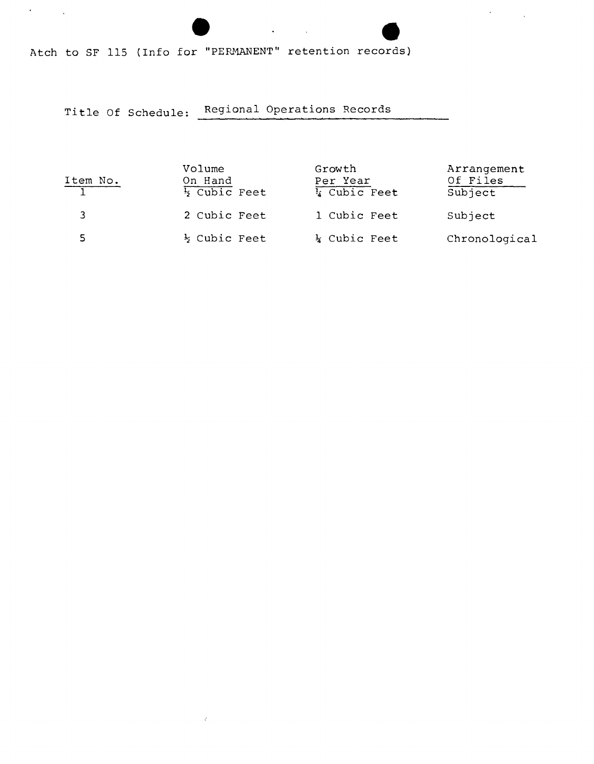Atch to SF 115 (Info for "PERMANENT" retention records)

Title Of Schedule: Regional Operations Records

| Item No. | Volume On Hand | Growth Per Year | Arrangement Of Files |
|---|---|---|---|
| 1 | ½ Cubic Feet | ¼ Cubic Feet | Subject |
| 3 | 2 Cubic Feet | 1 Cubic Feet | Subject |
| 5 | ½ Cubic Feet | ¼ Cubic Feet | Chronological |